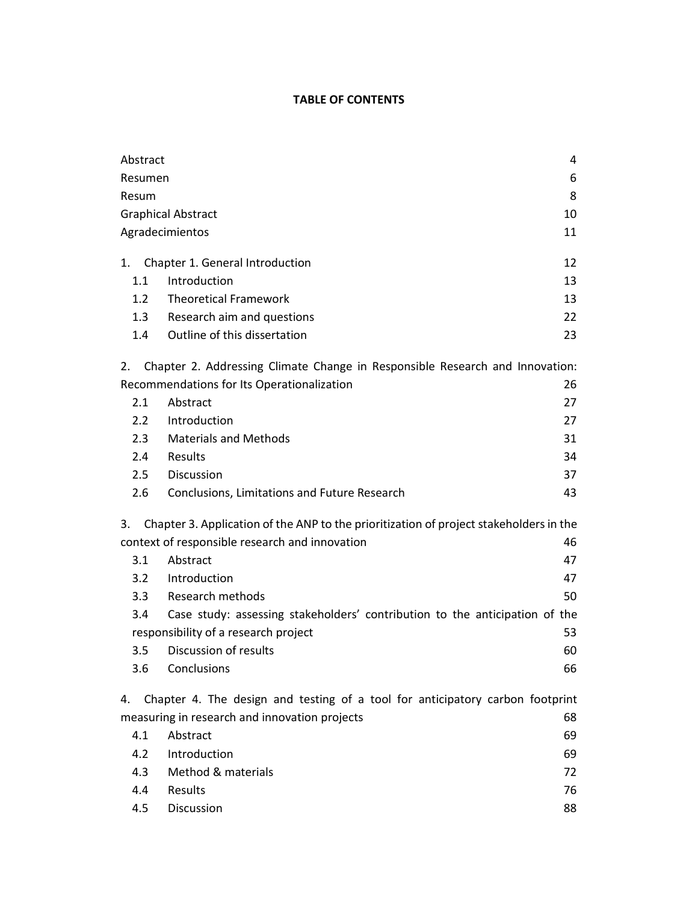# TABLE OF CONTENTS

| | |
|---|---|
| Abstract | 4 |
| Resumen | 6 |
| Resum | 8 |
| Graphical Abstract | 10 |
| Agradecimientos | 11 |
| 1. Chapter 1. General Introduction | 12 |
| 1.1 Introduction | 13 |
| 1.2 Theoretical Framework | 13 |
| 1.3 Research aim and questions | 22 |
| 1.4 Outline of this dissertation | 23 |
| 2. Chapter 2. Addressing Climate Change in Responsible Research and Innovation: Recommendations for Its Operationalization | 26 |
| 2.1 Abstract | 27 |
| 2.2 Introduction | 27 |
| 2.3 Materials and Methods | 31 |
| 2.4 Results | 34 |
| 2.5 Discussion | 37 |
| 2.6 Conclusions, Limitations and Future Research | 43 |
| 3. Chapter 3. Application of the ANP to the prioritization of project stakeholders in the context of responsible research and innovation | 46 |
| 3.1 Abstract | 47 |
| 3.2 Introduction | 47 |
| 3.3 Research methods | 50 |
| 3.4 Case study: assessing stakeholders' contribution to the anticipation of the responsibility of a research project | 53 |
| 3.5 Discussion of results | 60 |
| 3.6 Conclusions | 66 |
| 4. Chapter 4. The design and testing of a tool for anticipatory carbon footprint measuring in research and innovation projects | 68 |
| 4.1 Abstract | 69 |
| 4.2 Introduction | 69 |
| 4.3 Method & materials | 72 |
| 4.4 Results | 76 |
| 4.5 Discussion | 88 |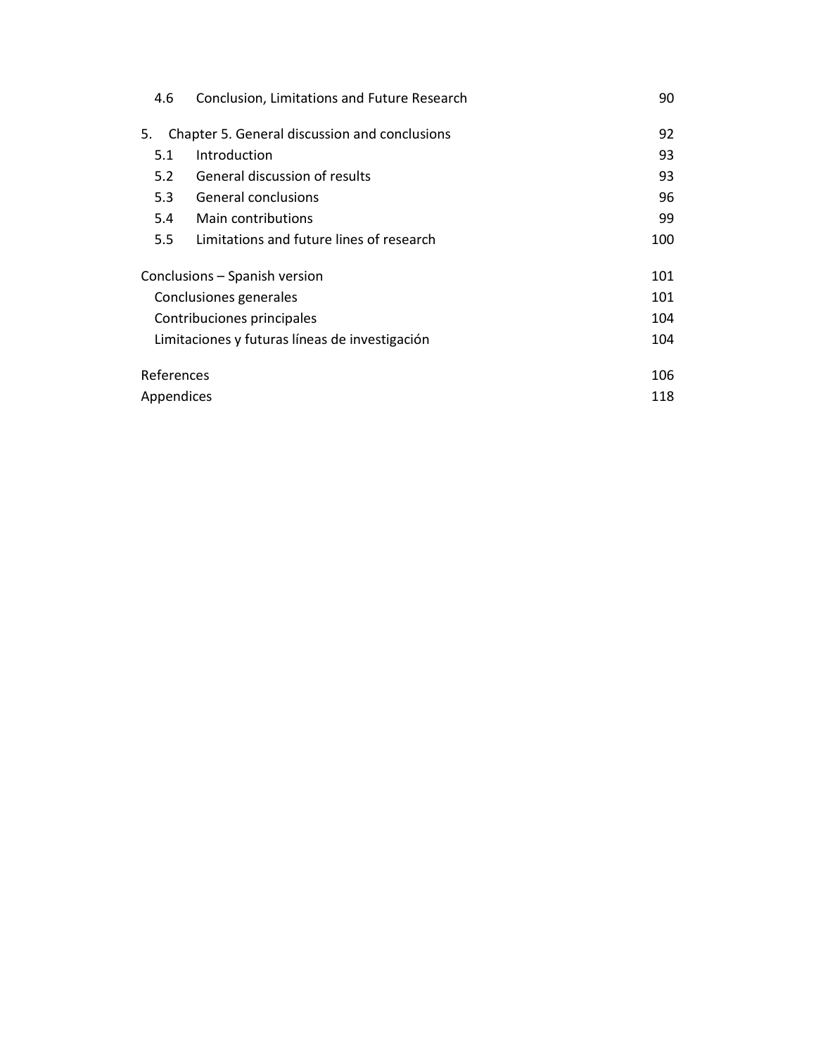| | | |
|---|---|---|
| 4.6 | Conclusion, Limitations and Future Research | 90 |
| 5. | Chapter 5. General discussion and conclusions | 92 |
| 5.1 | Introduction | 93 |
| 5.2 | General discussion of results | 93 |
| 5.3 | General conclusions | 96 |
| 5.4 | Main contributions | 99 |
| 5.5 | Limitations and future lines of research | 100 |
| Conclusions – Spanish version | | 101 |
| | Conclusiones generales | 101 |
| | Contribuciones principales | 104 |
| | Limitaciones y futuras líneas de investigación | 104 |
| References | | 106 |
| Appendices | | 118 |